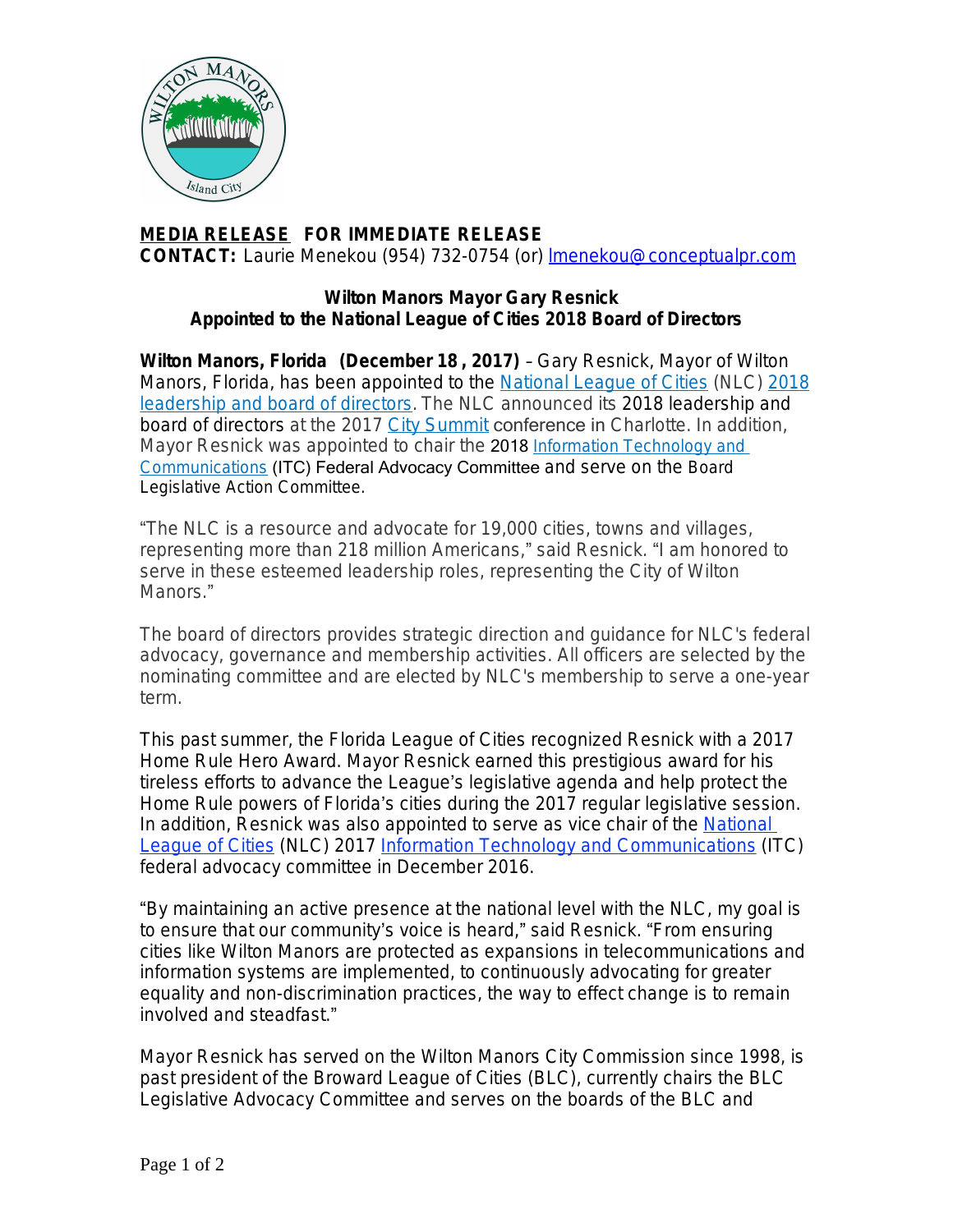**MEDIA RELEASE** **FOR IMMEDIATE RELEASE**
**CONTACT:** Laurie Menekou (954) 732-0754 (or) lmenekou@conceptualpr.com

## Wilton Manors Mayor Gary Resnick
## Appointed to the National League of Cities 2018 Board of Directors

**Wilton Manors, Florida (December 18 , 2017)** – Gary Resnick, Mayor of Wilton Manors, Florida, has been appointed to the National League of Cities (NLC) 2018 leadership and board of directors. The NLC announced its 2018 leadership and board of directors at the 2017 City Summit conference in Charlotte. In addition, Mayor Resnick was appointed to chair the 2018 Information Technology and Communications (ITC) Federal Advocacy Committee and serve on the Board Legislative Action Committee.

"The NLC is a resource and advocate for 19,000 cities, towns and villages, representing more than 218 million Americans," said Resnick. "I am honored to serve in these esteemed leadership roles, representing the City of Wilton Manors."

The board of directors provides strategic direction and guidance for NLC's federal advocacy, governance and membership activities. All officers are selected by the nominating committee and are elected by NLC's membership to serve a one-year term.

This past summer, the Florida League of Cities recognized Resnick with a 2017 Home Rule Hero Award. Mayor Resnick earned this prestigious award for his tireless efforts to advance the League's legislative agenda and help protect the Home Rule powers of Florida's cities during the 2017 regular legislative session. In addition, Resnick was also appointed to serve as vice chair of the National League of Cities (NLC) 2017 Information Technology and Communications (ITC) federal advocacy committee in December 2016.

"By maintaining an active presence at the national level with the NLC, my goal is to ensure that our community's voice is heard," said Resnick. "From ensuring cities like Wilton Manors are protected as expansions in telecommunications and information systems are implemented, to continuously advocating for greater equality and non-discrimination practices, the way to effect change is to remain involved and steadfast."

Mayor Resnick has served on the Wilton Manors City Commission since 1998, is past president of the Broward League of Cities (BLC), currently chairs the BLC Legislative Advocacy Committee and serves on the boards of the BLC and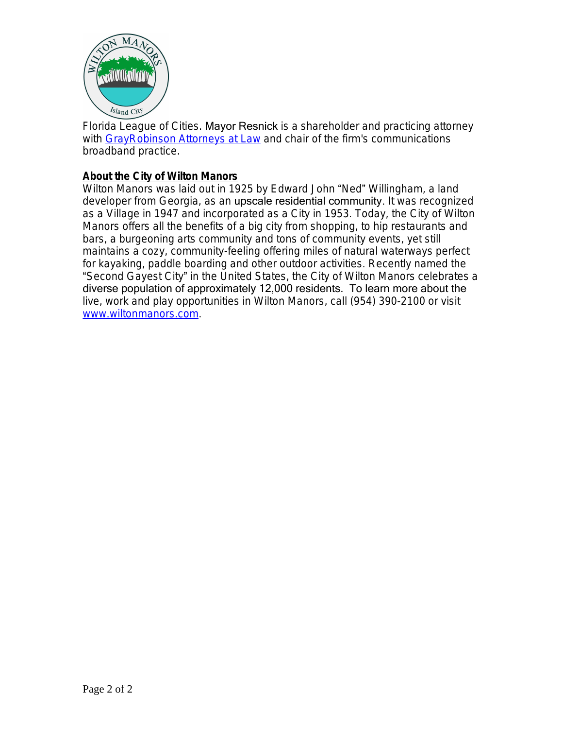Florida League of Cities. Mayor Resnick is a shareholder and practicing attorney with [GrayRobinson Attorneys at Law](#) and chair of the firm's communications broadband practice.

**About the City of Wilton Manors**

Wilton Manors was laid out in 1925 by Edward John "Ned" Willingham, a land developer from Georgia, as an upscale residential community. It was recognized as a Village in 1947 and incorporated as a City in 1953. Today, the City of Wilton Manors offers all the benefits of a big city from shopping, to hip restaurants and bars, a burgeoning arts community and tons of community events, yet still maintains a cozy, community-feeling offering miles of natural waterways perfect for kayaking, paddle boarding and other outdoor activities. Recently named the "Second Gayest City" in the United States, the City of Wilton Manors celebrates a diverse population of approximately 12,000 residents. To learn more about the live, work and play opportunities in Wilton Manors, call (954) 390-2100 or visit [www.wiltonmanors.com](http://www.wiltonmanors.com).